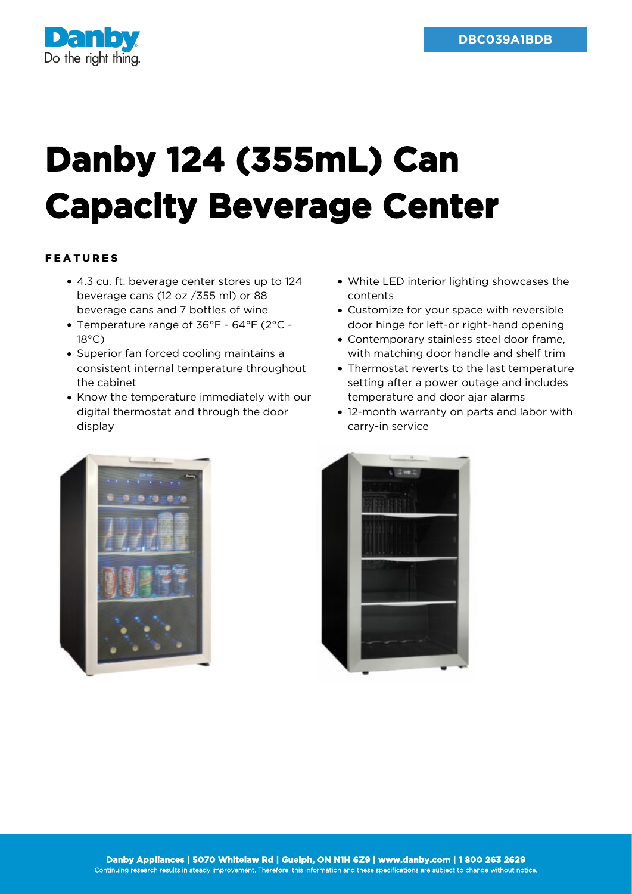Danby

Do the right thing.

DBC039A1BDB

# Danby 124 (355mL) Can Capacity Beverage Center

## FEATURES

- 4.3 cu. ft. beverage center stores up to 124 beverage cans (12 oz /355 ml) or 88 beverage cans and 7 bottles of wine
- Temperature range of 36°F - 64°F (2°C - 18°C)
- Superior fan forced cooling maintains a consistent internal temperature throughout the cabinet
- Know the temperature immediately with our digital thermostat and through the door display
- White LED interior lighting showcases the contents
- Customize for your space with reversible door hinge for left-or right-hand opening
- Contemporary stainless steel door frame, with matching door handle and shelf trim
- Thermostat reverts to the last temperature setting after a power outage and includes temperature and door ajar alarms
- 12-month warranty on parts and labor with carry-in service

**Danby Appliances | 5070 Whitelaw Rd | Guelph, ON N1H 6Z9 | www.danby.com | 1 800 263 2629**

Continuing research results in steady improvement. Therefore, this information and these specifications are subject to change without notice.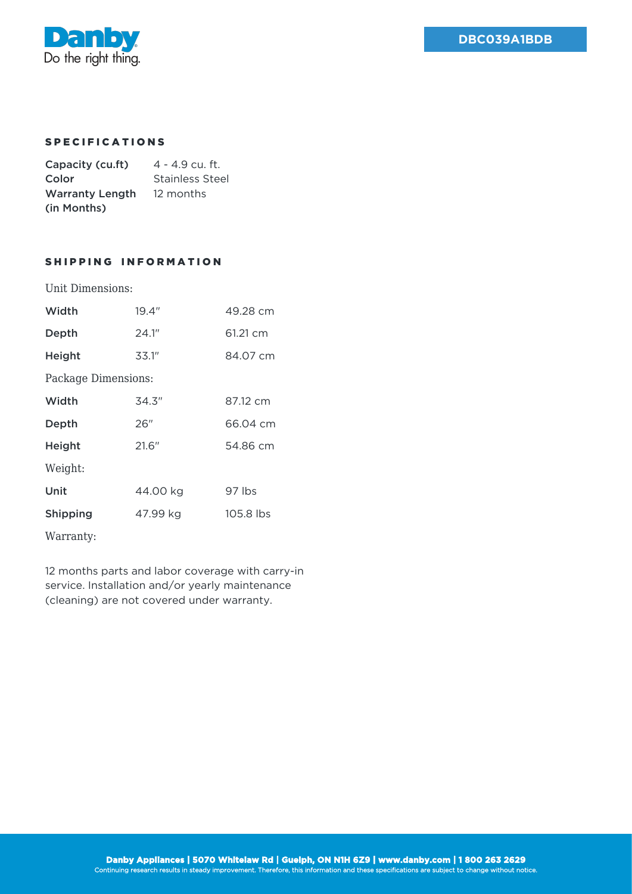Danby
Do the right thing.

DBC039A1BDB

## SPECIFICATIONS

| | |
|---|---|
| **Capacity (cu.ft)** | 4 - 4.9 cu. ft. |
| **Color** | Stainless Steel |
| **Warranty Length (in Months)** | 12 months |

## SHIPPING INFORMATION

| | | |
|---|---|---|
| Unit Dimensions: | | |
| **Width** | 19.4″ | 49.28 cm |
| **Depth** | 24.1″ | 61.21 cm |
| **Height** | 33.1″ | 84.07 cm |
| Package Dimensions: | | |
| **Width** | 34.3″ | 87.12 cm |
| **Depth** | 26″ | 66.04 cm |
| **Height** | 21.6″ | 54.86 cm |
| Weight: | | |
| **Unit** | 44.00 kg | 97 lbs |
| **Shipping** | 47.99 kg | 105.8 lbs |

Warranty:

12 months parts and labor coverage with carry-in service. Installation and/or yearly maintenance (cleaning) are not covered under warranty.

**Danby Appliances | 5070 Whitelaw Rd | Guelph, ON N1H 6Z9 | www.danby.com | 1 800 263 2629**
Continuing research results in steady improvement. Therefore, this information and these specifications are subject to change without notice.